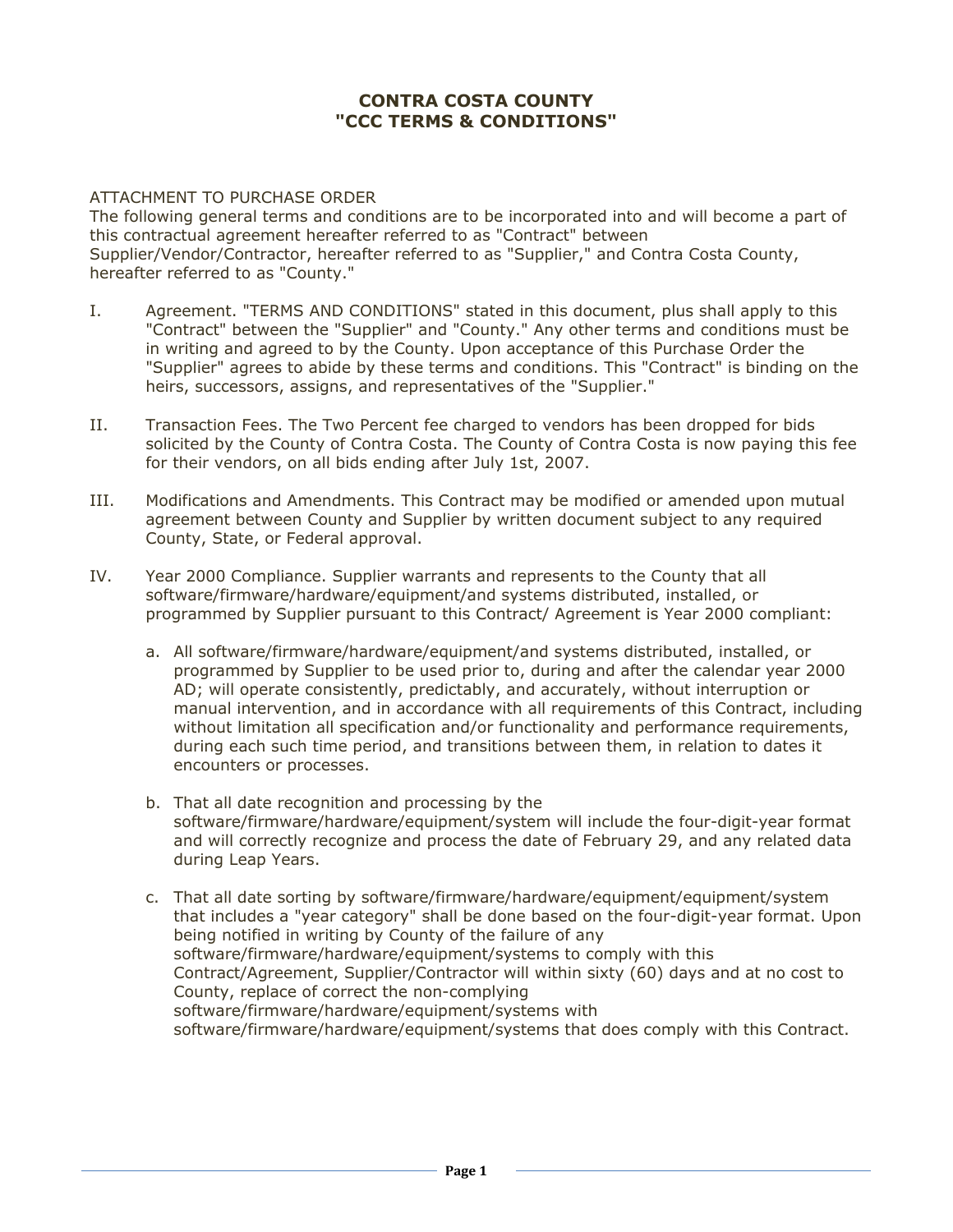# CONTRA COSTA COUNTY
# "CCC TERMS & CONDITIONS"

ATTACHMENT TO PURCHASE ORDER
The following general terms and conditions are to be incorporated into and will become a part of this contractual agreement hereafter referred to as "Contract" between Supplier/Vendor/Contractor, hereafter referred to as "Supplier," and Contra Costa County, hereafter referred to as "County."

I. Agreement. "TERMS AND CONDITIONS" stated in this document, plus shall apply to this "Contract" between the "Supplier" and "County." Any other terms and conditions must be in writing and agreed to by the County. Upon acceptance of this Purchase Order the "Supplier" agrees to abide by these terms and conditions. This "Contract" is binding on the heirs, successors, assigns, and representatives of the "Supplier."

II. Transaction Fees. The Two Percent fee charged to vendors has been dropped for bids solicited by the County of Contra Costa. The County of Contra Costa is now paying this fee for their vendors, on all bids ending after July 1st, 2007.

III. Modifications and Amendments. This Contract may be modified or amended upon mutual agreement between County and Supplier by written document subject to any required County, State, or Federal approval.

IV. Year 2000 Compliance. Supplier warrants and represents to the County that all software/firmware/hardware/equipment/and systems distributed, installed, or programmed by Supplier pursuant to this Contract/ Agreement is Year 2000 compliant:

   a. All software/firmware/hardware/equipment/and systems distributed, installed, or programmed by Supplier to be used prior to, during and after the calendar year 2000 AD; will operate consistently, predictably, and accurately, without interruption or manual intervention, and in accordance with all requirements of this Contract, including without limitation all specification and/or functionality and performance requirements, during each such time period, and transitions between them, in relation to dates it encounters or processes.

   b. That all date recognition and processing by the software/firmware/hardware/equipment/system will include the four-digit-year format and will correctly recognize and process the date of February 29, and any related data during Leap Years.

   c. That all date sorting by software/firmware/hardware/equipment/equipment/system that includes a "year category" shall be done based on the four-digit-year format. Upon being notified in writing by County of the failure of any software/firmware/hardware/equipment/systems to comply with this Contract/Agreement, Supplier/Contractor will within sixty (60) days and at no cost to County, replace of correct the non-complying software/firmware/hardware/equipment/systems with software/firmware/hardware/equipment/systems that does comply with this Contract.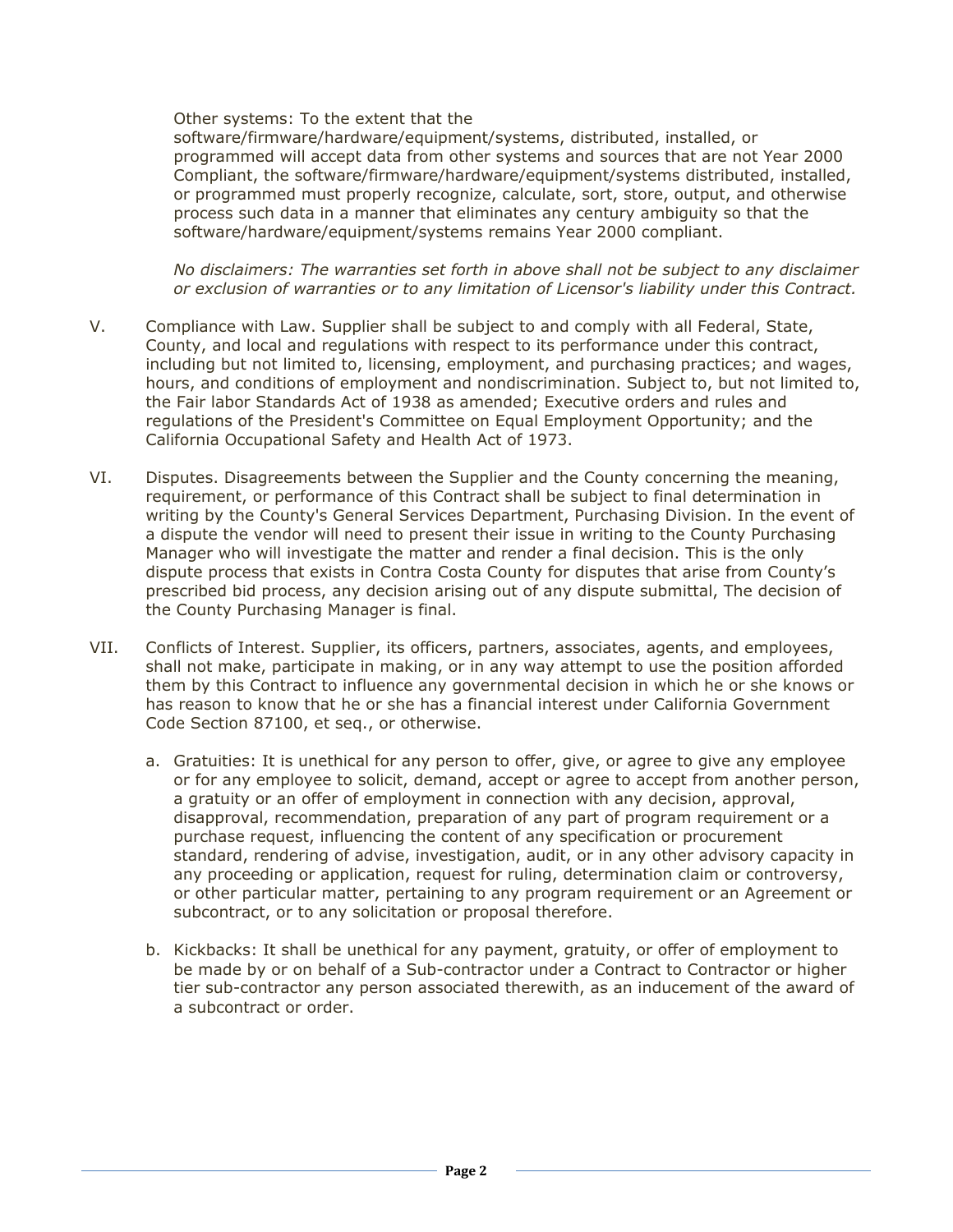Other systems: To the extent that the software/firmware/hardware/equipment/systems, distributed, installed, or programmed will accept data from other systems and sources that are not Year 2000 Compliant, the software/firmware/hardware/equipment/systems distributed, installed, or programmed must properly recognize, calculate, sort, store, output, and otherwise process such data in a manner that eliminates any century ambiguity so that the software/hardware/equipment/systems remains Year 2000 compliant.

*No disclaimers: The warranties set forth in above shall not be subject to any disclaimer or exclusion of warranties or to any limitation of Licensor's liability under this Contract.*

V. Compliance with Law. Supplier shall be subject to and comply with all Federal, State, County, and local and regulations with respect to its performance under this contract, including but not limited to, licensing, employment, and purchasing practices; and wages, hours, and conditions of employment and nondiscrimination. Subject to, but not limited to, the Fair labor Standards Act of 1938 as amended; Executive orders and rules and regulations of the President's Committee on Equal Employment Opportunity; and the California Occupational Safety and Health Act of 1973.

VI. Disputes. Disagreements between the Supplier and the County concerning the meaning, requirement, or performance of this Contract shall be subject to final determination in writing by the County's General Services Department, Purchasing Division. In the event of a dispute the vendor will need to present their issue in writing to the County Purchasing Manager who will investigate the matter and render a final decision. This is the only dispute process that exists in Contra Costa County for disputes that arise from County's prescribed bid process, any decision arising out of any dispute submittal, The decision of the County Purchasing Manager is final.

VII. Conflicts of Interest. Supplier, its officers, partners, associates, agents, and employees, shall not make, participate in making, or in any way attempt to use the position afforded them by this Contract to influence any governmental decision in which he or she knows or has reason to know that he or she has a financial interest under California Government Code Section 87100, et seq., or otherwise.

a. Gratuities: It is unethical for any person to offer, give, or agree to give any employee or for any employee to solicit, demand, accept or agree to accept from another person, a gratuity or an offer of employment in connection with any decision, approval, disapproval, recommendation, preparation of any part of program requirement or a purchase request, influencing the content of any specification or procurement standard, rendering of advise, investigation, audit, or in any other advisory capacity in any proceeding or application, request for ruling, determination claim or controversy, or other particular matter, pertaining to any program requirement or an Agreement or subcontract, or to any solicitation or proposal therefore.

b. Kickbacks: It shall be unethical for any payment, gratuity, or offer of employment to be made by or on behalf of a Sub-contractor under a Contract to Contractor or higher tier sub-contractor any person associated therewith, as an inducement of the award of a subcontract or order.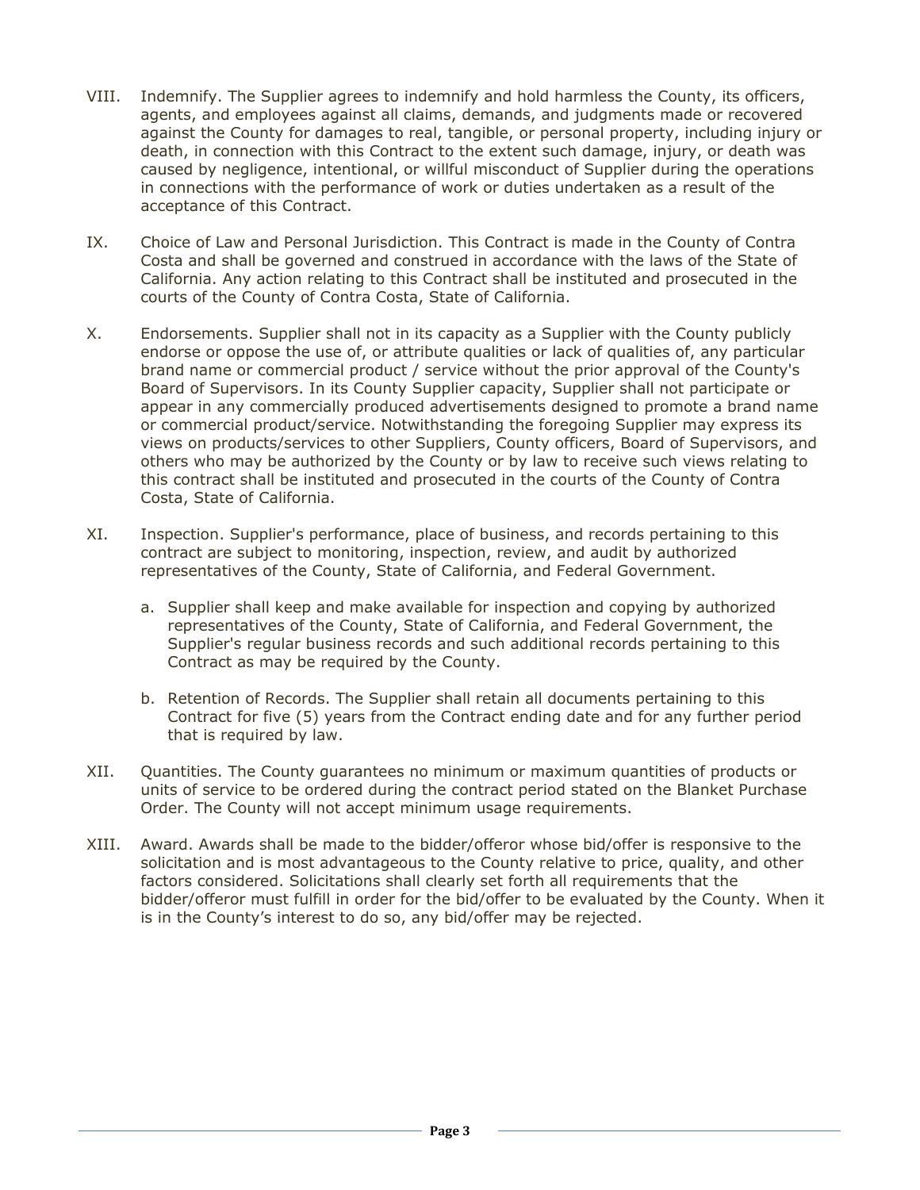VIII. Indemnify. The Supplier agrees to indemnify and hold harmless the County, its officers, agents, and employees against all claims, demands, and judgments made or recovered against the County for damages to real, tangible, or personal property, including injury or death, in connection with this Contract to the extent such damage, injury, or death was caused by negligence, intentional, or willful misconduct of Supplier during the operations in connections with the performance of work or duties undertaken as a result of the acceptance of this Contract.

IX. Choice of Law and Personal Jurisdiction. This Contract is made in the County of Contra Costa and shall be governed and construed in accordance with the laws of the State of California. Any action relating to this Contract shall be instituted and prosecuted in the courts of the County of Contra Costa, State of California.

X. Endorsements. Supplier shall not in its capacity as a Supplier with the County publicly endorse or oppose the use of, or attribute qualities or lack of qualities of, any particular brand name or commercial product / service without the prior approval of the County's Board of Supervisors. In its County Supplier capacity, Supplier shall not participate or appear in any commercially produced advertisements designed to promote a brand name or commercial product/service. Notwithstanding the foregoing Supplier may express its views on products/services to other Suppliers, County officers, Board of Supervisors, and others who may be authorized by the County or by law to receive such views relating to this contract shall be instituted and prosecuted in the courts of the County of Contra Costa, State of California.

XI. Inspection. Supplier's performance, place of business, and records pertaining to this contract are subject to monitoring, inspection, review, and audit by authorized representatives of the County, State of California, and Federal Government.

   a. Supplier shall keep and make available for inspection and copying by authorized representatives of the County, State of California, and Federal Government, the Supplier's regular business records and such additional records pertaining to this Contract as may be required by the County.

   b. Retention of Records. The Supplier shall retain all documents pertaining to this Contract for five (5) years from the Contract ending date and for any further period that is required by law.

XII. Quantities. The County guarantees no minimum or maximum quantities of products or units of service to be ordered during the contract period stated on the Blanket Purchase Order. The County will not accept minimum usage requirements.

XIII. Award. Awards shall be made to the bidder/offeror whose bid/offer is responsive to the solicitation and is most advantageous to the County relative to price, quality, and other factors considered. Solicitations shall clearly set forth all requirements that the bidder/offeror must fulfill in order for the bid/offer to be evaluated by the County. When it is in the County's interest to do so, any bid/offer may be rejected.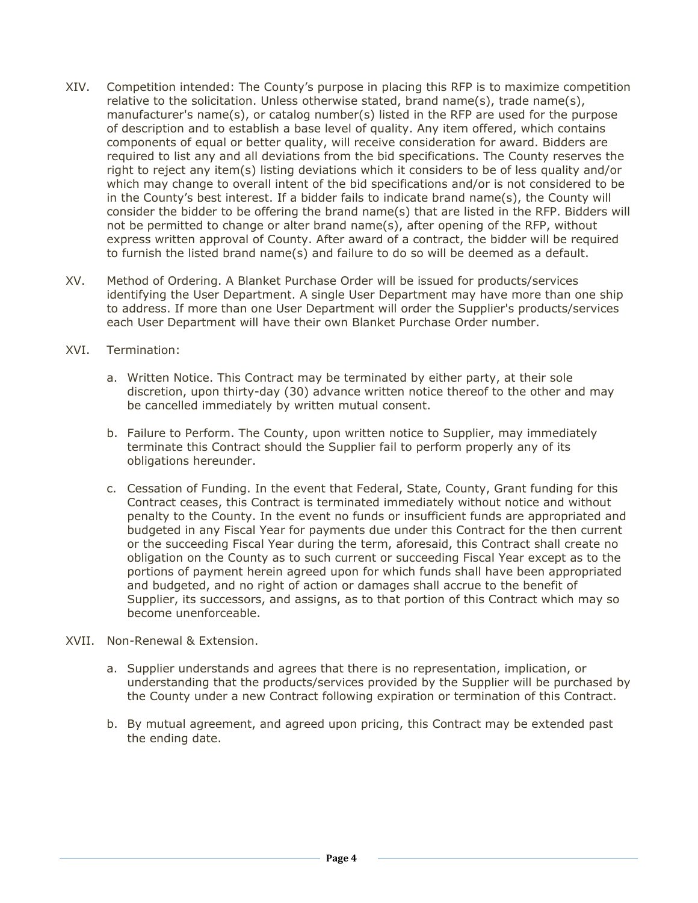XIV. Competition intended: The County's purpose in placing this RFP is to maximize competition relative to the solicitation. Unless otherwise stated, brand name(s), trade name(s), manufacturer's name(s), or catalog number(s) listed in the RFP are used for the purpose of description and to establish a base level of quality. Any item offered, which contains components of equal or better quality, will receive consideration for award. Bidders are required to list any and all deviations from the bid specifications. The County reserves the right to reject any item(s) listing deviations which it considers to be of less quality and/or which may change to overall intent of the bid specifications and/or is not considered to be in the County's best interest. If a bidder fails to indicate brand name(s), the County will consider the bidder to be offering the brand name(s) that are listed in the RFP. Bidders will not be permitted to change or alter brand name(s), after opening of the RFP, without express written approval of County. After award of a contract, the bidder will be required to furnish the listed brand name(s) and failure to do so will be deemed as a default.

XV. Method of Ordering. A Blanket Purchase Order will be issued for products/services identifying the User Department. A single User Department may have more than one ship to address. If more than one User Department will order the Supplier's products/services each User Department will have their own Blanket Purchase Order number.

XVI. Termination:

a. Written Notice. This Contract may be terminated by either party, at their sole discretion, upon thirty-day (30) advance written notice thereof to the other and may be cancelled immediately by written mutual consent.

b. Failure to Perform. The County, upon written notice to Supplier, may immediately terminate this Contract should the Supplier fail to perform properly any of its obligations hereunder.

c. Cessation of Funding. In the event that Federal, State, County, Grant funding for this Contract ceases, this Contract is terminated immediately without notice and without penalty to the County. In the event no funds or insufficient funds are appropriated and budgeted in any Fiscal Year for payments due under this Contract for the then current or the succeeding Fiscal Year during the term, aforesaid, this Contract shall create no obligation on the County as to such current or succeeding Fiscal Year except as to the portions of payment herein agreed upon for which funds shall have been appropriated and budgeted, and no right of action or damages shall accrue to the benefit of Supplier, its successors, and assigns, as to that portion of this Contract which may so become unenforceable.

XVII. Non-Renewal & Extension.

a. Supplier understands and agrees that there is no representation, implication, or understanding that the products/services provided by the Supplier will be purchased by the County under a new Contract following expiration or termination of this Contract.

b. By mutual agreement, and agreed upon pricing, this Contract may be extended past the ending date.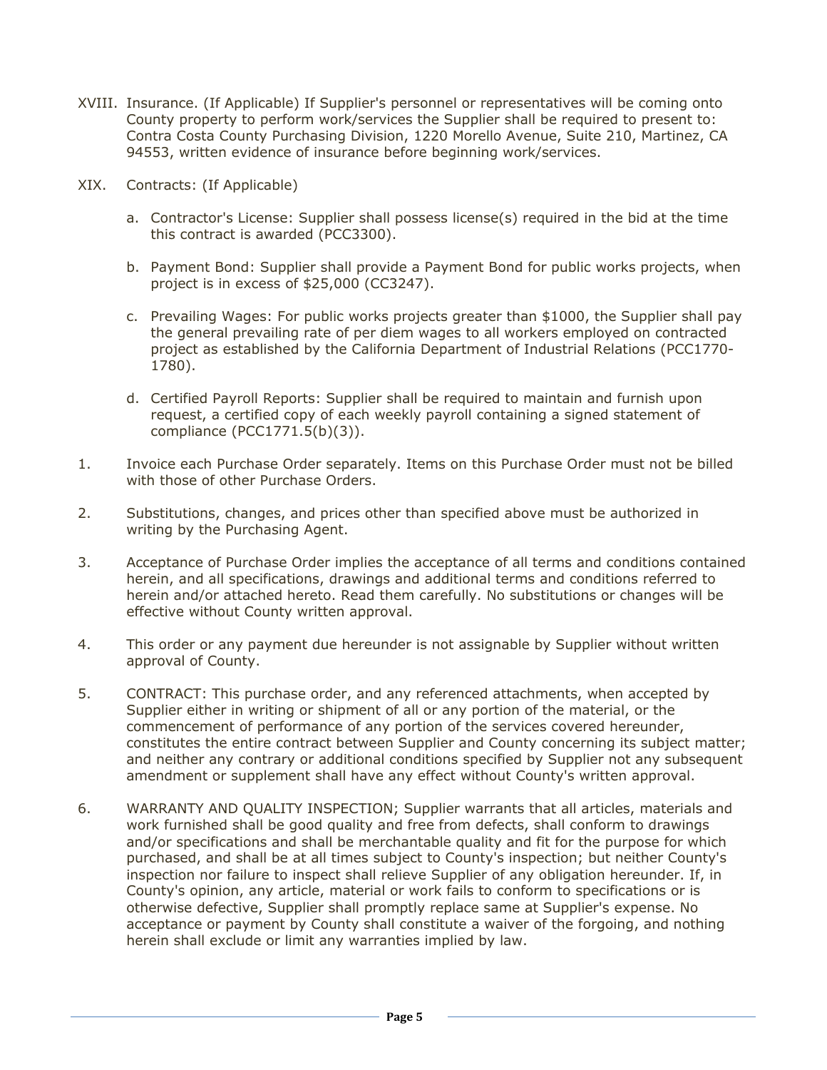XVIII. Insurance. (If Applicable) If Supplier's personnel or representatives will be coming onto County property to perform work/services the Supplier shall be required to present to: Contra Costa County Purchasing Division, 1220 Morello Avenue, Suite 210, Martinez, CA 94553, written evidence of insurance before beginning work/services.

XIX. Contracts: (If Applicable)

a. Contractor's License: Supplier shall possess license(s) required in the bid at the time this contract is awarded (PCC3300).

b. Payment Bond: Supplier shall provide a Payment Bond for public works projects, when project is in excess of $25,000 (CC3247).

c. Prevailing Wages: For public works projects greater than $1000, the Supplier shall pay the general prevailing rate of per diem wages to all workers employed on contracted project as established by the California Department of Industrial Relations (PCC1770-1780).

d. Certified Payroll Reports: Supplier shall be required to maintain and furnish upon request, a certified copy of each weekly payroll containing a signed statement of compliance (PCC1771.5(b)(3)).

1. Invoice each Purchase Order separately. Items on this Purchase Order must not be billed with those of other Purchase Orders.

2. Substitutions, changes, and prices other than specified above must be authorized in writing by the Purchasing Agent.

3. Acceptance of Purchase Order implies the acceptance of all terms and conditions contained herein, and all specifications, drawings and additional terms and conditions referred to herein and/or attached hereto. Read them carefully. No substitutions or changes will be effective without County written approval.

4. This order or any payment due hereunder is not assignable by Supplier without written approval of County.

5. CONTRACT: This purchase order, and any referenced attachments, when accepted by Supplier either in writing or shipment of all or any portion of the material, or the commencement of performance of any portion of the services covered hereunder, constitutes the entire contract between Supplier and County concerning its subject matter; and neither any contrary or additional conditions specified by Supplier not any subsequent amendment or supplement shall have any effect without County's written approval.

6. WARRANTY AND QUALITY INSPECTION; Supplier warrants that all articles, materials and work furnished shall be good quality and free from defects, shall conform to drawings and/or specifications and shall be merchantable quality and fit for the purpose for which purchased, and shall be at all times subject to County's inspection; but neither County's inspection nor failure to inspect shall relieve Supplier of any obligation hereunder. If, in County's opinion, any article, material or work fails to conform to specifications or is otherwise defective, Supplier shall promptly replace same at Supplier's expense. No acceptance or payment by County shall constitute a waiver of the forgoing, and nothing herein shall exclude or limit any warranties implied by law.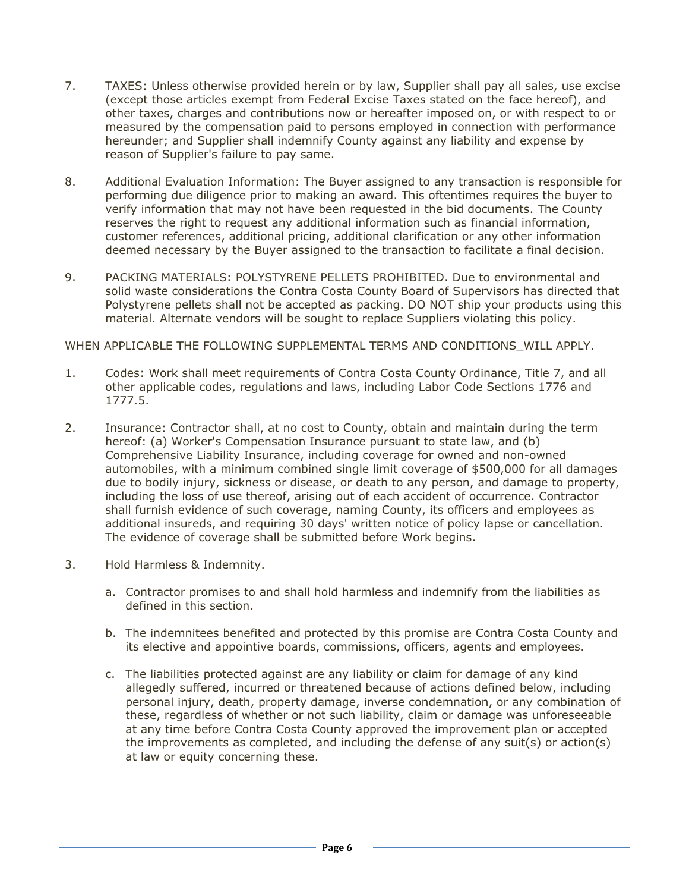7. TAXES: Unless otherwise provided herein or by law, Supplier shall pay all sales, use excise (except those articles exempt from Federal Excise Taxes stated on the face hereof), and other taxes, charges and contributions now or hereafter imposed on, or with respect to or measured by the compensation paid to persons employed in connection with performance hereunder; and Supplier shall indemnify County against any liability and expense by reason of Supplier's failure to pay same.

8. Additional Evaluation Information: The Buyer assigned to any transaction is responsible for performing due diligence prior to making an award. This oftentimes requires the buyer to verify information that may not have been requested in the bid documents. The County reserves the right to request any additional information such as financial information, customer references, additional pricing, additional clarification or any other information deemed necessary by the Buyer assigned to the transaction to facilitate a final decision.

9. PACKING MATERIALS: POLYSTYRENE PELLETS PROHIBITED. Due to environmental and solid waste considerations the Contra Costa County Board of Supervisors has directed that Polystyrene pellets shall not be accepted as packing. DO NOT ship your products using this material. Alternate vendors will be sought to replace Suppliers violating this policy.

WHEN APPLICABLE THE FOLLOWING SUPPLEMENTAL TERMS AND CONDITIONS_WILL APPLY.

1. Codes: Work shall meet requirements of Contra Costa County Ordinance, Title 7, and all other applicable codes, regulations and laws, including Labor Code Sections 1776 and 1777.5.

2. Insurance: Contractor shall, at no cost to County, obtain and maintain during the term hereof: (a) Worker's Compensation Insurance pursuant to state law, and (b) Comprehensive Liability Insurance, including coverage for owned and non-owned automobiles, with a minimum combined single limit coverage of $500,000 for all damages due to bodily injury, sickness or disease, or death to any person, and damage to property, including the loss of use thereof, arising out of each accident of occurrence. Contractor shall furnish evidence of such coverage, naming County, its officers and employees as additional insureds, and requiring 30 days' written notice of policy lapse or cancellation. The evidence of coverage shall be submitted before Work begins.

3. Hold Harmless & Indemnity.

   a. Contractor promises to and shall hold harmless and indemnify from the liabilities as defined in this section.

   b. The indemnitees benefited and protected by this promise are Contra Costa County and its elective and appointive boards, commissions, officers, agents and employees.

   c. The liabilities protected against are any liability or claim for damage of any kind allegedly suffered, incurred or threatened because of actions defined below, including personal injury, death, property damage, inverse condemnation, or any combination of these, regardless of whether or not such liability, claim or damage was unforeseeable at any time before Contra Costa County approved the improvement plan or accepted the improvements as completed, and including the defense of any suit(s) or action(s) at law or equity concerning these.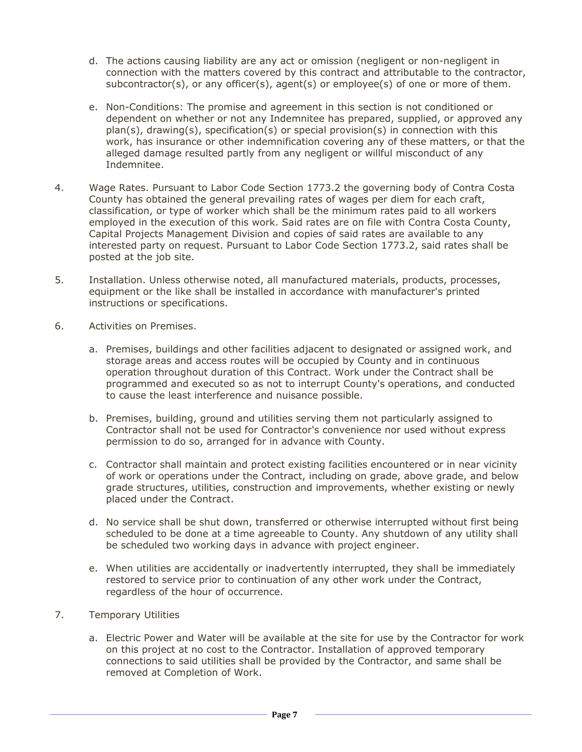d. The actions causing liability are any act or omission (negligent or non-negligent in connection with the matters covered by this contract and attributable to the contractor, subcontractor(s), or any officer(s), agent(s) or employee(s) of one or more of them.

e. Non-Conditions: The promise and agreement in this section is not conditioned or dependent on whether or not any Indemnitee has prepared, supplied, or approved any plan(s), drawing(s), specification(s) or special provision(s) in connection with this work, has insurance or other indemnification covering any of these matters, or that the alleged damage resulted partly from any negligent or willful misconduct of any Indemnitee.

4. Wage Rates. Pursuant to Labor Code Section 1773.2 the governing body of Contra Costa County has obtained the general prevailing rates of wages per diem for each craft, classification, or type of worker which shall be the minimum rates paid to all workers employed in the execution of this work. Said rates are on file with Contra Costa County, Capital Projects Management Division and copies of said rates are available to any interested party on request. Pursuant to Labor Code Section 1773.2, said rates shall be posted at the job site.

5. Installation. Unless otherwise noted, all manufactured materials, products, processes, equipment or the like shall be installed in accordance with manufacturer's printed instructions or specifications.

6. Activities on Premises.

   a. Premises, buildings and other facilities adjacent to designated or assigned work, and storage areas and access routes will be occupied by County and in continuous operation throughout duration of this Contract. Work under the Contract shall be programmed and executed so as not to interrupt County's operations, and conducted to cause the least interference and nuisance possible.

   b. Premises, building, ground and utilities serving them not particularly assigned to Contractor shall not be used for Contractor's convenience nor used without express permission to do so, arranged for in advance with County.

   c. Contractor shall maintain and protect existing facilities encountered or in near vicinity of work or operations under the Contract, including on grade, above grade, and below grade structures, utilities, construction and improvements, whether existing or newly placed under the Contract.

   d. No service shall be shut down, transferred or otherwise interrupted without first being scheduled to be done at a time agreeable to County. Any shutdown of any utility shall be scheduled two working days in advance with project engineer.

   e. When utilities are accidentally or inadvertently interrupted, they shall be immediately restored to service prior to continuation of any other work under the Contract, regardless of the hour of occurrence.

7. Temporary Utilities

   a. Electric Power and Water will be available at the site for use by the Contractor for work on this project at no cost to the Contractor. Installation of approved temporary connections to said utilities shall be provided by the Contractor, and same shall be removed at Completion of Work.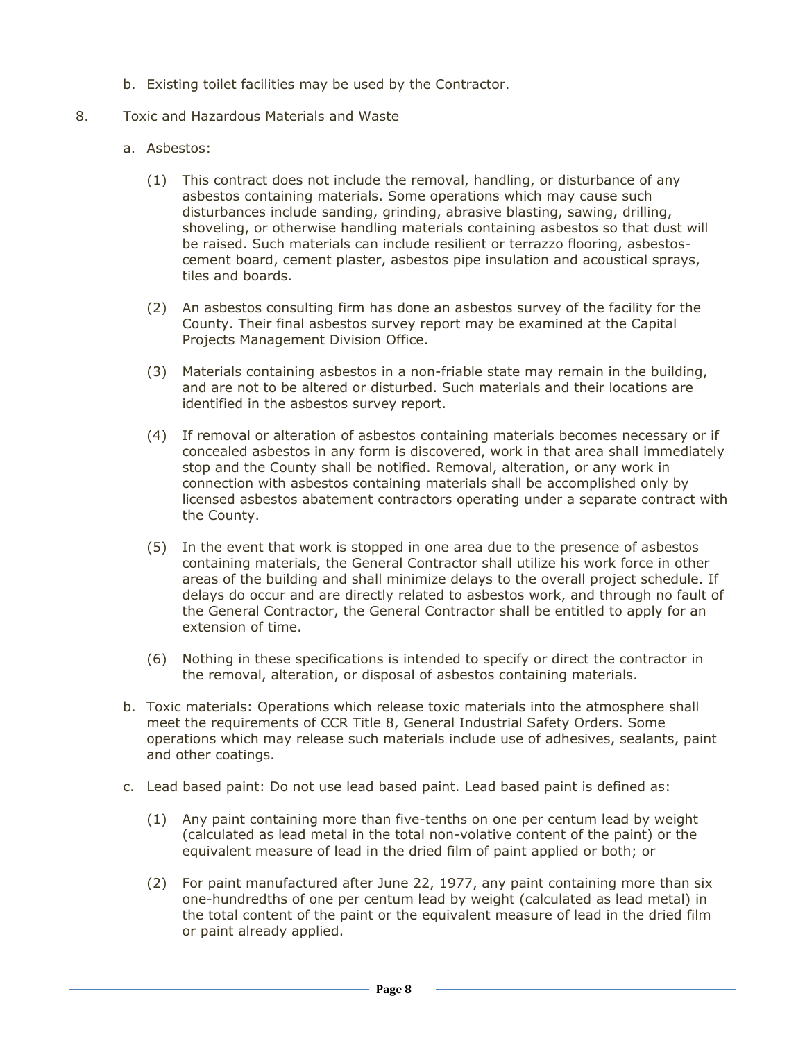b. Existing toilet facilities may be used by the Contractor.

8. Toxic and Hazardous Materials and Waste

   a. Asbestos:

      (1) This contract does not include the removal, handling, or disturbance of any asbestos containing materials. Some operations which may cause such disturbances include sanding, grinding, abrasive blasting, sawing, drilling, shoveling, or otherwise handling materials containing asbestos so that dust will be raised. Such materials can include resilient or terrazzo flooring, asbestos-cement board, cement plaster, asbestos pipe insulation and acoustical sprays, tiles and boards.

      (2) An asbestos consulting firm has done an asbestos survey of the facility for the County. Their final asbestos survey report may be examined at the Capital Projects Management Division Office.

      (3) Materials containing asbestos in a non-friable state may remain in the building, and are not to be altered or disturbed. Such materials and their locations are identified in the asbestos survey report.

      (4) If removal or alteration of asbestos containing materials becomes necessary or if concealed asbestos in any form is discovered, work in that area shall immediately stop and the County shall be notified. Removal, alteration, or any work in connection with asbestos containing materials shall be accomplished only by licensed asbestos abatement contractors operating under a separate contract with the County.

      (5) In the event that work is stopped in one area due to the presence of asbestos containing materials, the General Contractor shall utilize his work force in other areas of the building and shall minimize delays to the overall project schedule. If delays do occur and are directly related to asbestos work, and through no fault of the General Contractor, the General Contractor shall be entitled to apply for an extension of time.

      (6) Nothing in these specifications is intended to specify or direct the contractor in the removal, alteration, or disposal of asbestos containing materials.

   b. Toxic materials: Operations which release toxic materials into the atmosphere shall meet the requirements of CCR Title 8, General Industrial Safety Orders. Some operations which may release such materials include use of adhesives, sealants, paint and other coatings.

   c. Lead based paint: Do not use lead based paint. Lead based paint is defined as:

      (1) Any paint containing more than five-tenths on one per centum lead by weight (calculated as lead metal in the total non-volative content of the paint) or the equivalent measure of lead in the dried film of paint applied or both; or

      (2) For paint manufactured after June 22, 1977, any paint containing more than six one-hundredths of one per centum lead by weight (calculated as lead metal) in the total content of the paint or the equivalent measure of lead in the dried film or paint already applied.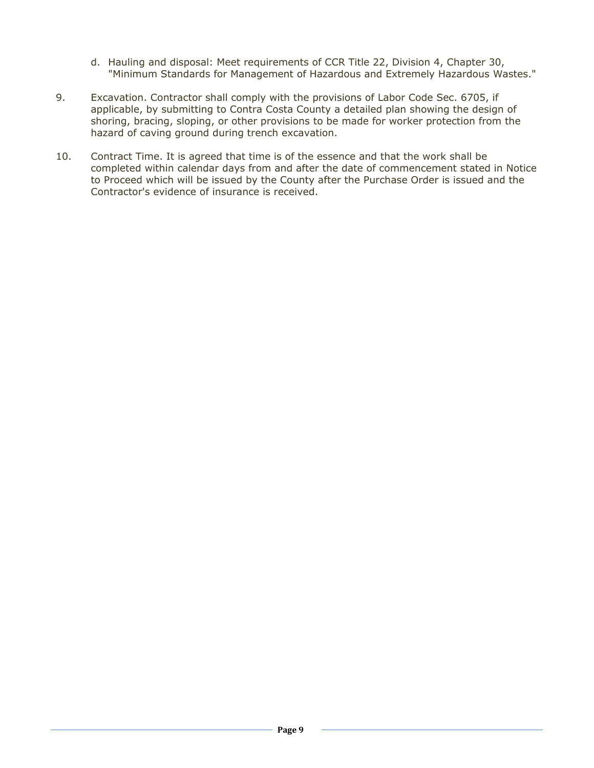d. Hauling and disposal: Meet requirements of CCR Title 22, Division 4, Chapter 30, "Minimum Standards for Management of Hazardous and Extremely Hazardous Wastes."

9. Excavation. Contractor shall comply with the provisions of Labor Code Sec. 6705, if applicable, by submitting to Contra Costa County a detailed plan showing the design of shoring, bracing, sloping, or other provisions to be made for worker protection from the hazard of caving ground during trench excavation.

10. Contract Time. It is agreed that time is of the essence and that the work shall be completed within calendar days from and after the date of commencement stated in Notice to Proceed which will be issued by the County after the Purchase Order is issued and the Contractor's evidence of insurance is received.